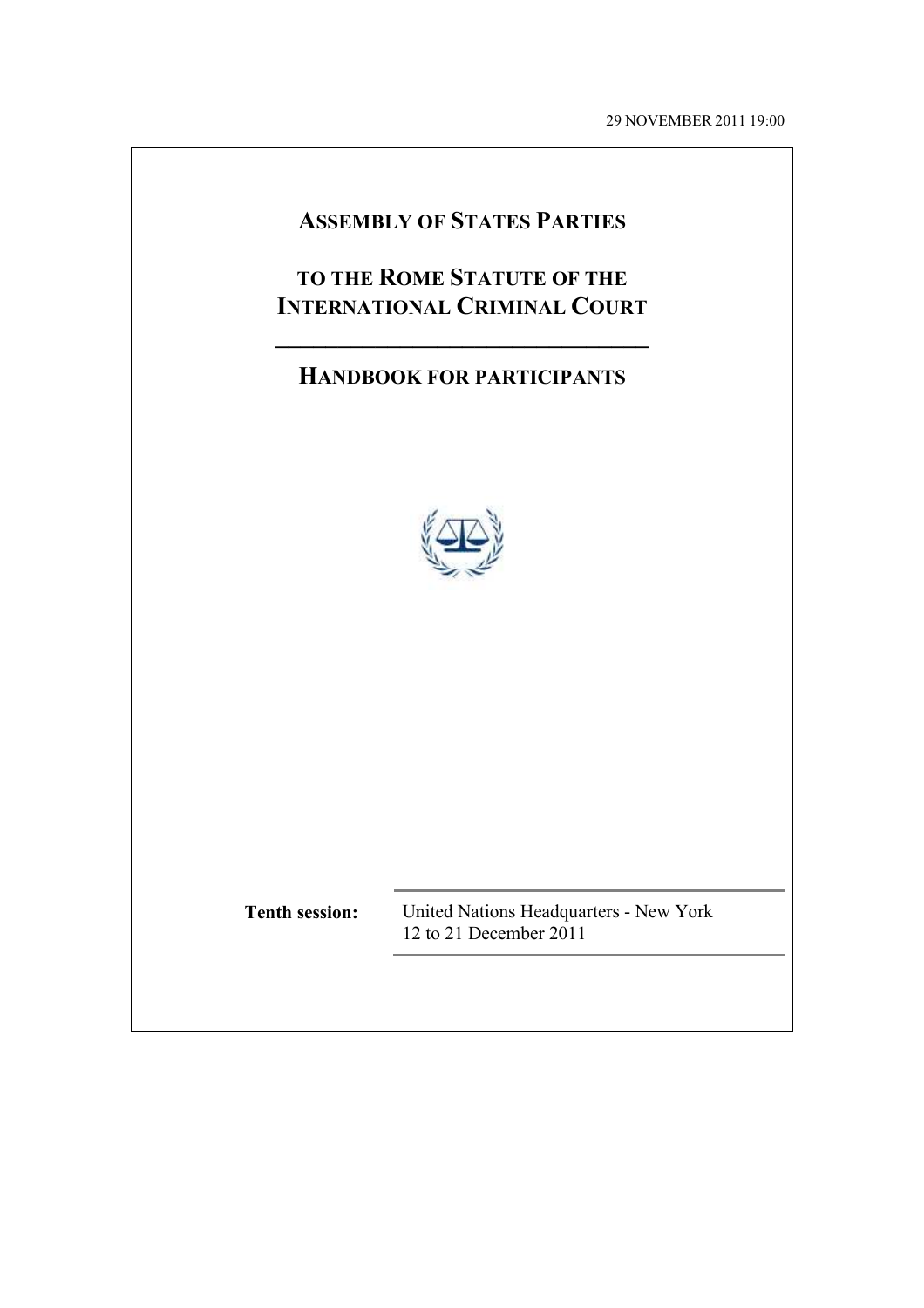29 NOVEMBER 2011 19:00

# ASSEMBLY OF STATES PARTIES

# TO THE ROME STATUTE OF THE INTERNATIONAL CRIMINAL COURT

---

## HANDBOOK FOR PARTICIPANTS

| **Tenth session:** | United Nations Headquarters - New York<br>12 to 21 December 2011 |
| --- | --- |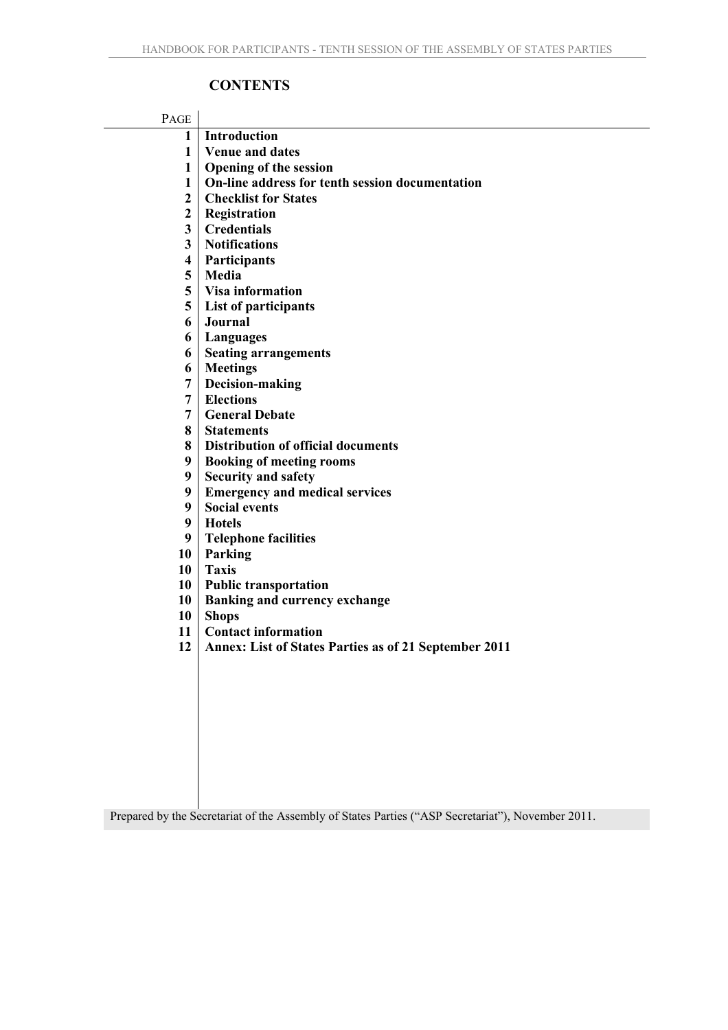## CONTENTS

| PAGE | |
|---|---|
| 1 | **Introduction** |
| 1 | **Venue and dates** |
| 1 | **Opening of the session** |
| 1 | **On-line address for tenth session documentation** |
| 2 | **Checklist for States** |
| 2 | **Registration** |
| 2 | **Credentials** |
| 3 | **Notifications** |
| 4 | **Participants** |
| 5 | **Media** |
| 5 | **Visa information** |
| 5 | **List of participants** |
| 6 | **Journal** |
| 6 | **Languages** |
| 6 | **Seating arrangements** |
| 6 | **Meetings** |
| 7 | **Decision-making** |
| 7 | **Elections** |
| 7 | **General Debate** |
| 8 | **Statements** |
| 8 | **Distribution of official documents** |
| 9 | **Booking of meeting rooms** |
| 9 | **Security and safety** |
| 9 | **Emergency and medical services** |
| 9 | **Social events** |
| 9 | **Hotels** |
| 9 | **Telephone facilities** |
| 10 | **Parking** |
| 10 | **Taxis** |
| 10 | **Public transportation** |
| 10 | **Banking and currency exchange** |
| 10 | **Shops** |
| 11 | **Contact information** |
| 12 | **Annex: List of States Parties as of 21 September 2011** |

Prepared by the Secretariat of the Assembly of States Parties ("ASP Secretariat"), November 2011.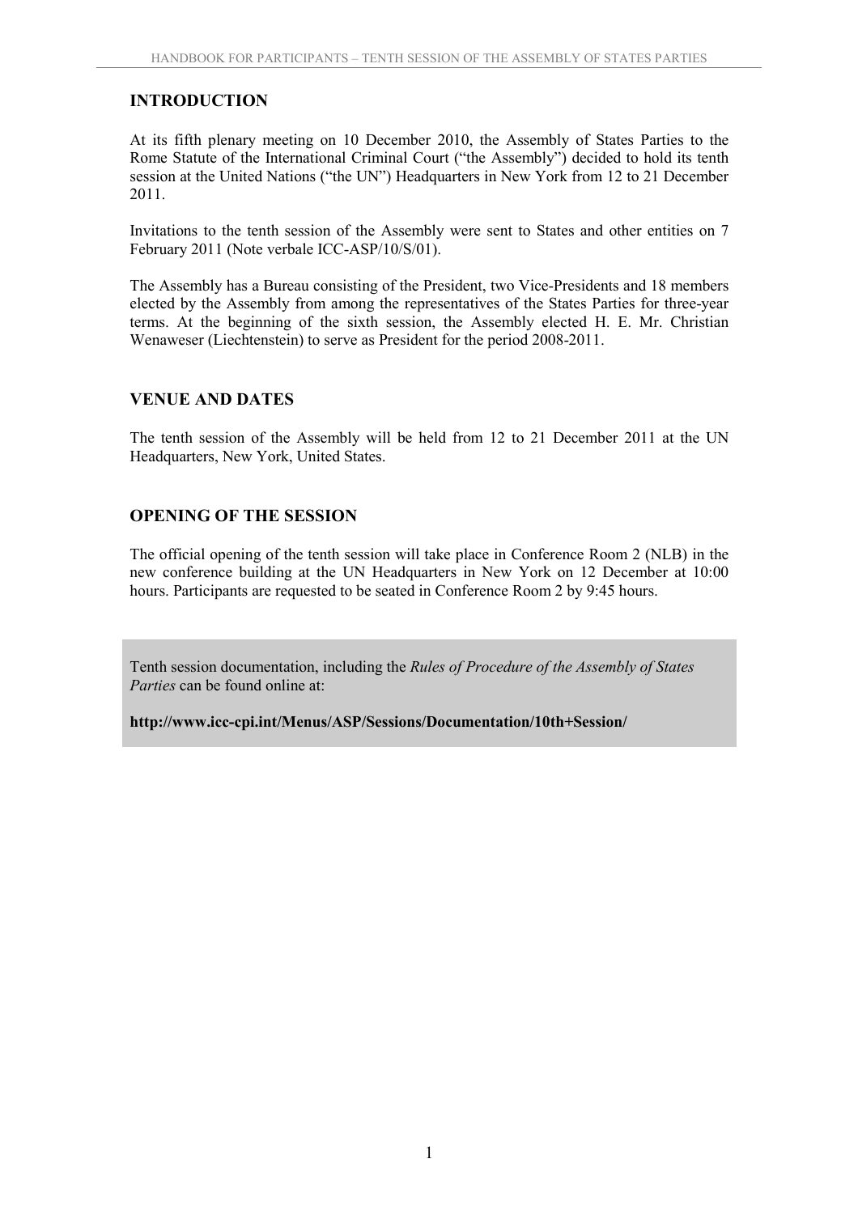## INTRODUCTION

At its fifth plenary meeting on 10 December 2010, the Assembly of States Parties to the Rome Statute of the International Criminal Court ("the Assembly") decided to hold its tenth session at the United Nations ("the UN") Headquarters in New York from 12 to 21 December 2011.

Invitations to the tenth session of the Assembly were sent to States and other entities on 7 February 2011 (Note verbale ICC-ASP/10/S/01).

The Assembly has a Bureau consisting of the President, two Vice-Presidents and 18 members elected by the Assembly from among the representatives of the States Parties for three-year terms. At the beginning of the sixth session, the Assembly elected H. E. Mr. Christian Wenaweser (Liechtenstein) to serve as President for the period 2008-2011.

## VENUE AND DATES

The tenth session of the Assembly will be held from 12 to 21 December 2011 at the UN Headquarters, New York, United States.

## OPENING OF THE SESSION

The official opening of the tenth session will take place in Conference Room 2 (NLB) in the new conference building at the UN Headquarters in New York on 12 December at 10:00 hours. Participants are requested to be seated in Conference Room 2 by 9:45 hours.

Tenth session documentation, including the *Rules of Procedure of the Assembly of States Parties* can be found online at:

**http://www.icc-cpi.int/Menus/ASP/Sessions/Documentation/10th+Session/**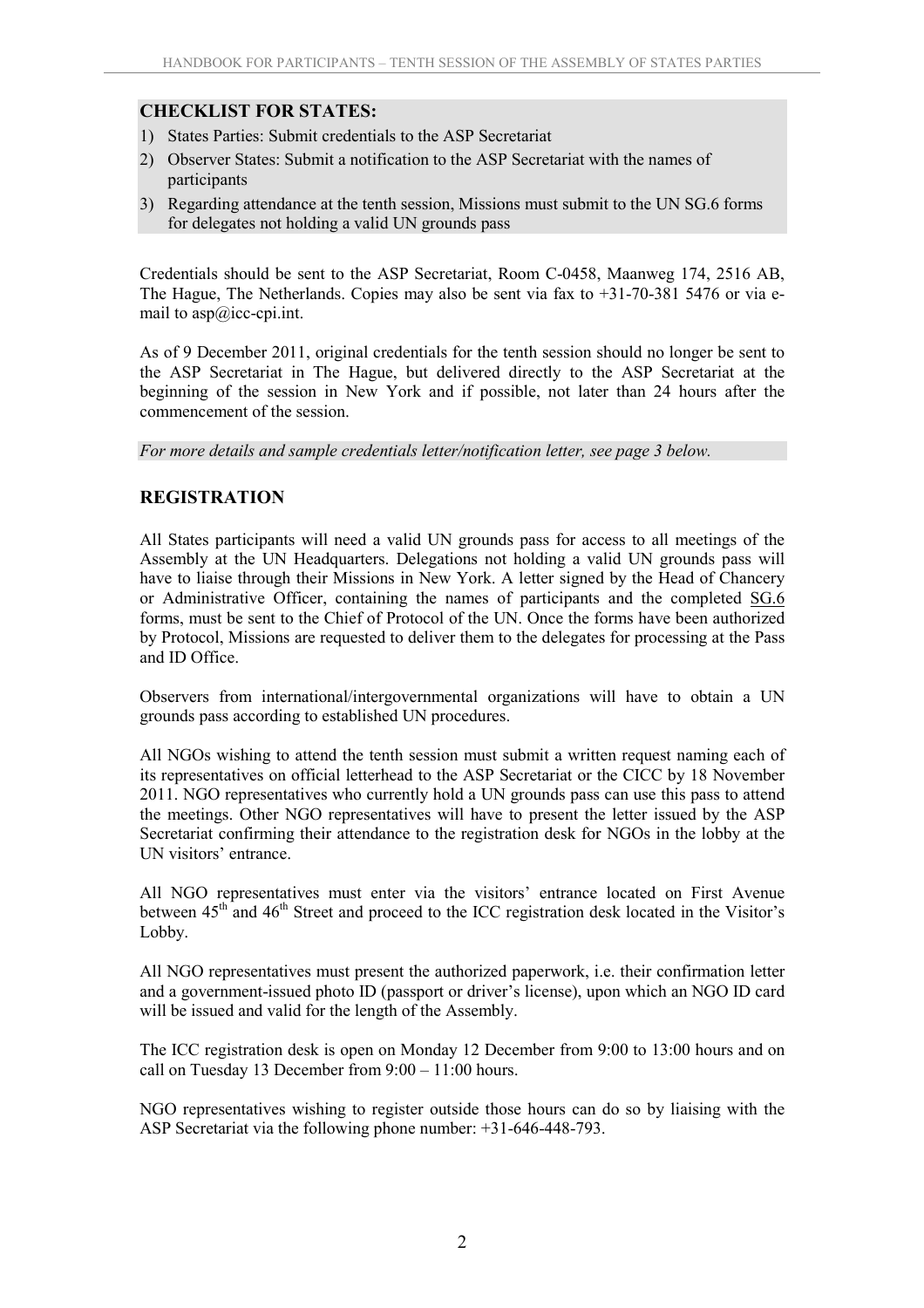## CHECKLIST FOR STATES:

1) States Parties: Submit credentials to the ASP Secretariat
2) Observer States: Submit a notification to the ASP Secretariat with the names of participants
3) Regarding attendance at the tenth session, Missions must submit to the UN SG.6 forms for delegates not holding a valid UN grounds pass

Credentials should be sent to the ASP Secretariat, Room C-0458, Maanweg 174, 2516 AB, The Hague, The Netherlands. Copies may also be sent via fax to +31-70-381 5476 or via e-mail to asp@icc-cpi.int.

As of 9 December 2011, original credentials for the tenth session should no longer be sent to the ASP Secretariat in The Hague, but delivered directly to the ASP Secretariat at the beginning of the session in New York and if possible, not later than 24 hours after the commencement of the session.

*For more details and sample credentials letter/notification letter, see page 3 below.*

## REGISTRATION

All States participants will need a valid UN grounds pass for access to all meetings of the Assembly at the UN Headquarters. Delegations not holding a valid UN grounds pass will have to liaise through their Missions in New York. A letter signed by the Head of Chancery or Administrative Officer, containing the names of participants and the completed SG.6 forms, must be sent to the Chief of Protocol of the UN. Once the forms have been authorized by Protocol, Missions are requested to deliver them to the delegates for processing at the Pass and ID Office.

Observers from international/intergovernmental organizations will have to obtain a UN grounds pass according to established UN procedures.

All NGOs wishing to attend the tenth session must submit a written request naming each of its representatives on official letterhead to the ASP Secretariat or the CICC by 18 November 2011. NGO representatives who currently hold a UN grounds pass can use this pass to attend the meetings. Other NGO representatives will have to present the letter issued by the ASP Secretariat confirming their attendance to the registration desk for NGOs in the lobby at the UN visitors' entrance.

All NGO representatives must enter via the visitors' entrance located on First Avenue between 45th and 46th Street and proceed to the ICC registration desk located in the Visitor's Lobby.

All NGO representatives must present the authorized paperwork, i.e. their confirmation letter and a government-issued photo ID (passport or driver's license), upon which an NGO ID card will be issued and valid for the length of the Assembly.

The ICC registration desk is open on Monday 12 December from 9:00 to 13:00 hours and on call on Tuesday 13 December from 9:00 – 11:00 hours.

NGO representatives wishing to register outside those hours can do so by liaising with the ASP Secretariat via the following phone number: +31-646-448-793.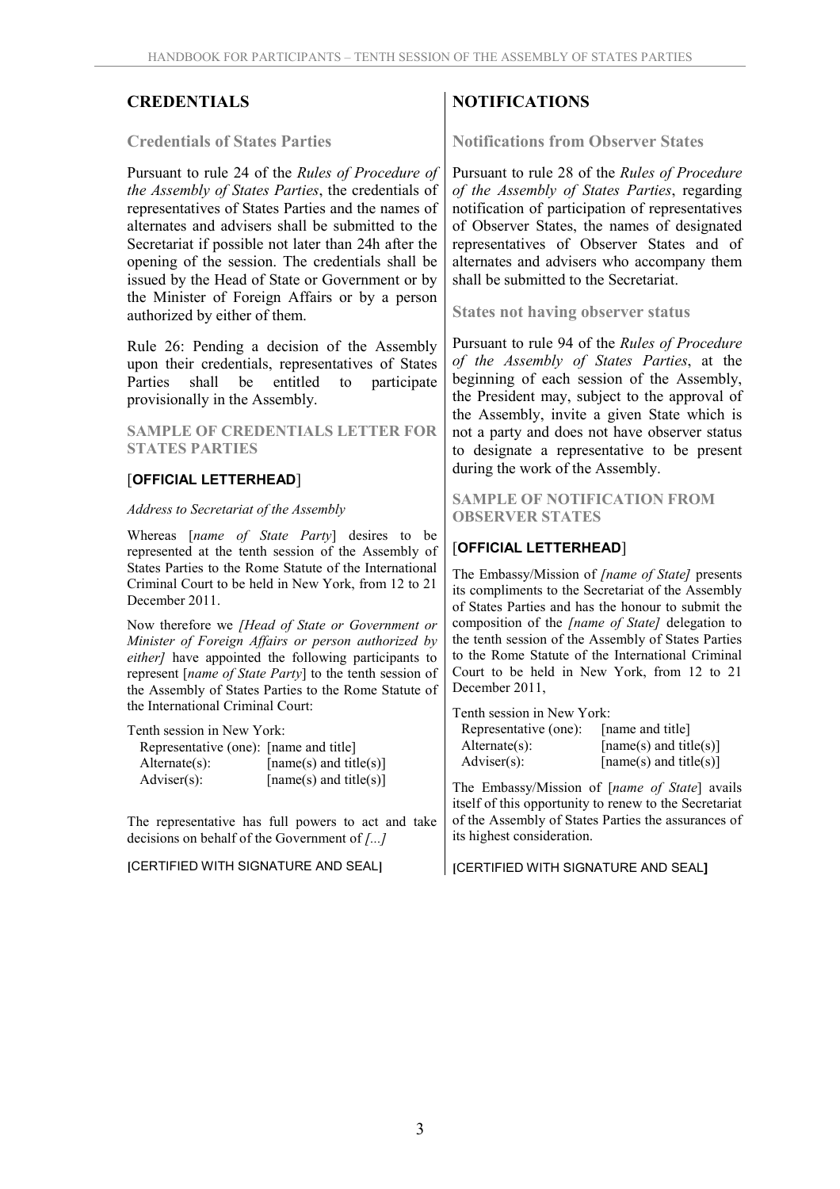## CREDENTIALS

### Credentials of States Parties

Pursuant to rule 24 of the *Rules of Procedure of the Assembly of States Parties*, the credentials of representatives of States Parties and the names of alternates and advisers shall be submitted to the Secretariat if possible not later than 24h after the opening of the session. The credentials shall be issued by the Head of State or Government or by the Minister of Foreign Affairs or by a person authorized by either of them.

Rule 26: Pending a decision of the Assembly upon their credentials, representatives of States Parties shall be entitled to participate provisionally in the Assembly.

#### SAMPLE OF CREDENTIALS LETTER FOR STATES PARTIES

[**OFFICIAL LETTERHEAD**]

*Address to Secretariat of the Assembly*

Whereas [*name of State Party*] desires to be represented at the tenth session of the Assembly of States Parties to the Rome Statute of the International Criminal Court to be held in New York, from 12 to 21 December 2011.

Now therefore we *[Head of State or Government or Minister of Foreign Affairs or person authorized by either]* have appointed the following participants to represent [*name of State Party*] to the tenth session of the Assembly of States Parties to the Rome Statute of the International Criminal Court:

Tenth session in New York:

| | |
|---|---|
| Representative (one): | [name and title] |
| Alternate(s): | [name(s) and title(s)] |
| Adviser(s): | [name(s) and title(s)] |

The representative has full powers to act and take decisions on behalf of the Government of *[...]*

[CERTIFIED WITH SIGNATURE AND SEAL]

## NOTIFICATIONS

### Notifications from Observer States

Pursuant to rule 28 of the *Rules of Procedure of the Assembly of States Parties*, regarding notification of participation of representatives of Observer States, the names of designated representatives of Observer States and of alternates and advisers who accompany them shall be submitted to the Secretariat.

### States not having observer status

Pursuant to rule 94 of the *Rules of Procedure of the Assembly of States Parties*, at the beginning of each session of the Assembly, the President may, subject to the approval of the Assembly, invite a given State which is not a party and does not have observer status to designate a representative to be present during the work of the Assembly.

#### SAMPLE OF NOTIFICATION FROM OBSERVER STATES

[**OFFICIAL LETTERHEAD**]

The Embassy/Mission of *[name of State]* presents its compliments to the Secretariat of the Assembly of States Parties and has the honour to submit the composition of the *[name of State]* delegation to the tenth session of the Assembly of States Parties to the Rome Statute of the International Criminal Court to be held in New York, from 12 to 21 December 2011,

Tenth session in New York:

| | |
|---|---|
| Representative (one): | [name and title] |
| Alternate(s): | [name(s) and title(s)] |
| Adviser(s): | [name(s) and title(s)] |

The Embassy/Mission of [*name of State*] avails itself of this opportunity to renew to the Secretariat of the Assembly of States Parties the assurances of its highest consideration.

[CERTIFIED WITH SIGNATURE AND SEAL]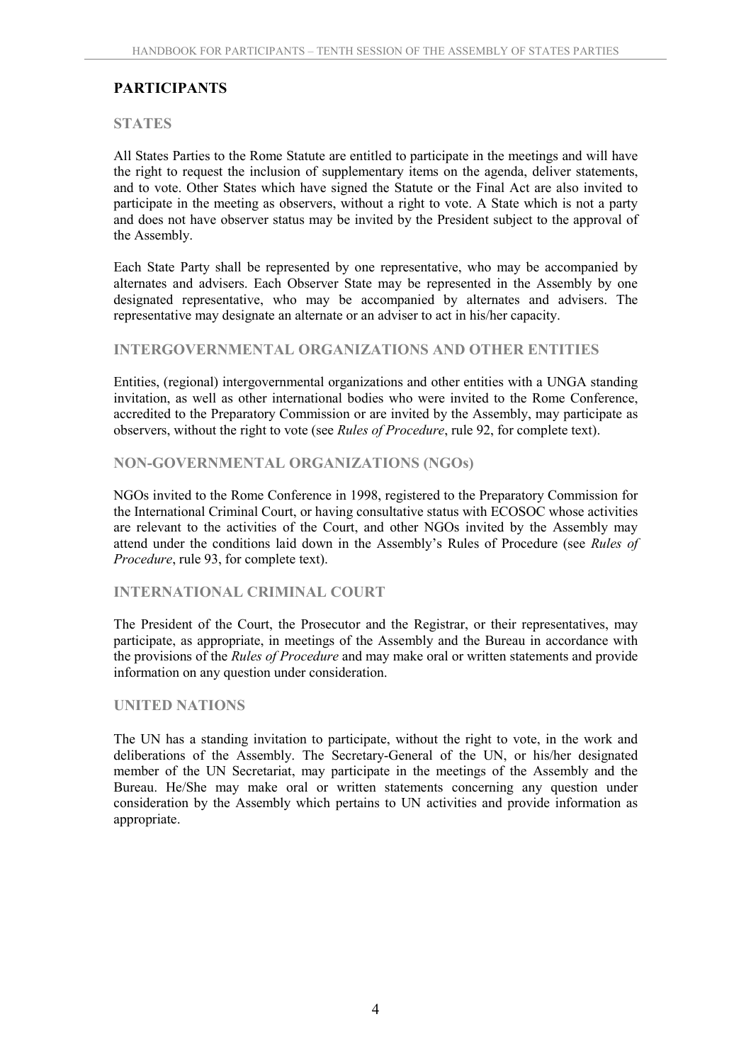## PARTICIPANTS

### STATES

All States Parties to the Rome Statute are entitled to participate in the meetings and will have the right to request the inclusion of supplementary items on the agenda, deliver statements, and to vote. Other States which have signed the Statute or the Final Act are also invited to participate in the meeting as observers, without a right to vote. A State which is not a party and does not have observer status may be invited by the President subject to the approval of the Assembly.

Each State Party shall be represented by one representative, who may be accompanied by alternates and advisers. Each Observer State may be represented in the Assembly by one designated representative, who may be accompanied by alternates and advisers. The representative may designate an alternate or an adviser to act in his/her capacity.

### INTERGOVERNMENTAL ORGANIZATIONS AND OTHER ENTITIES

Entities, (regional) intergovernmental organizations and other entities with a UNGA standing invitation, as well as other international bodies who were invited to the Rome Conference, accredited to the Preparatory Commission or are invited by the Assembly, may participate as observers, without the right to vote (see *Rules of Procedure*, rule 92, for complete text).

### NON-GOVERNMENTAL ORGANIZATIONS (NGOs)

NGOs invited to the Rome Conference in 1998, registered to the Preparatory Commission for the International Criminal Court, or having consultative status with ECOSOC whose activities are relevant to the activities of the Court, and other NGOs invited by the Assembly may attend under the conditions laid down in the Assembly's Rules of Procedure (see *Rules of Procedure*, rule 93, for complete text).

### INTERNATIONAL CRIMINAL COURT

The President of the Court, the Prosecutor and the Registrar, or their representatives, may participate, as appropriate, in meetings of the Assembly and the Bureau in accordance with the provisions of the *Rules of Procedure* and may make oral or written statements and provide information on any question under consideration.

### UNITED NATIONS

The UN has a standing invitation to participate, without the right to vote, in the work and deliberations of the Assembly. The Secretary-General of the UN, or his/her designated member of the UN Secretariat, may participate in the meetings of the Assembly and the Bureau. He/She may make oral or written statements concerning any question under consideration by the Assembly which pertains to UN activities and provide information as appropriate.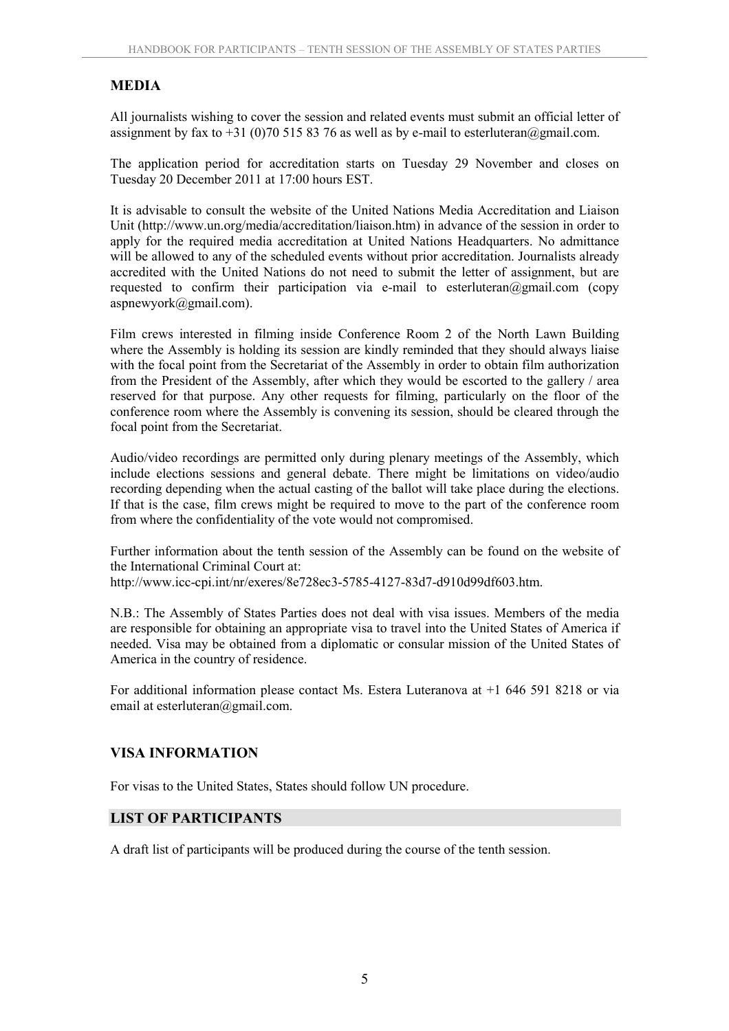## MEDIA

All journalists wishing to cover the session and related events must submit an official letter of assignment by fax to +31 (0)70 515 83 76 as well as by e-mail to esterluteran@gmail.com.

The application period for accreditation starts on Tuesday 29 November and closes on Tuesday 20 December 2011 at 17:00 hours EST.

It is advisable to consult the website of the United Nations Media Accreditation and Liaison Unit (http://www.un.org/media/accreditation/liaison.htm) in advance of the session in order to apply for the required media accreditation at United Nations Headquarters. No admittance will be allowed to any of the scheduled events without prior accreditation. Journalists already accredited with the United Nations do not need to submit the letter of assignment, but are requested to confirm their participation via e-mail to esterluteran@gmail.com (copy aspnewyork@gmail.com).

Film crews interested in filming inside Conference Room 2 of the North Lawn Building where the Assembly is holding its session are kindly reminded that they should always liaise with the focal point from the Secretariat of the Assembly in order to obtain film authorization from the President of the Assembly, after which they would be escorted to the gallery / area reserved for that purpose. Any other requests for filming, particularly on the floor of the conference room where the Assembly is convening its session, should be cleared through the focal point from the Secretariat.

Audio/video recordings are permitted only during plenary meetings of the Assembly, which include elections sessions and general debate. There might be limitations on video/audio recording depending when the actual casting of the ballot will take place during the elections. If that is the case, film crews might be required to move to the part of the conference room from where the confidentiality of the vote would not compromised.

Further information about the tenth session of the Assembly can be found on the website of the International Criminal Court at:
http://www.icc-cpi.int/nr/exeres/8e728ec3-5785-4127-83d7-d910d99df603.htm.

N.B.: The Assembly of States Parties does not deal with visa issues. Members of the media are responsible for obtaining an appropriate visa to travel into the United States of America if needed. Visa may be obtained from a diplomatic or consular mission of the United States of America in the country of residence.

For additional information please contact Ms. Estera Luteranova at +1 646 591 8218 or via email at esterluteran@gmail.com.

## VISA INFORMATION

For visas to the United States, States should follow UN procedure.

## LIST OF PARTICIPANTS

A draft list of participants will be produced during the course of the tenth session.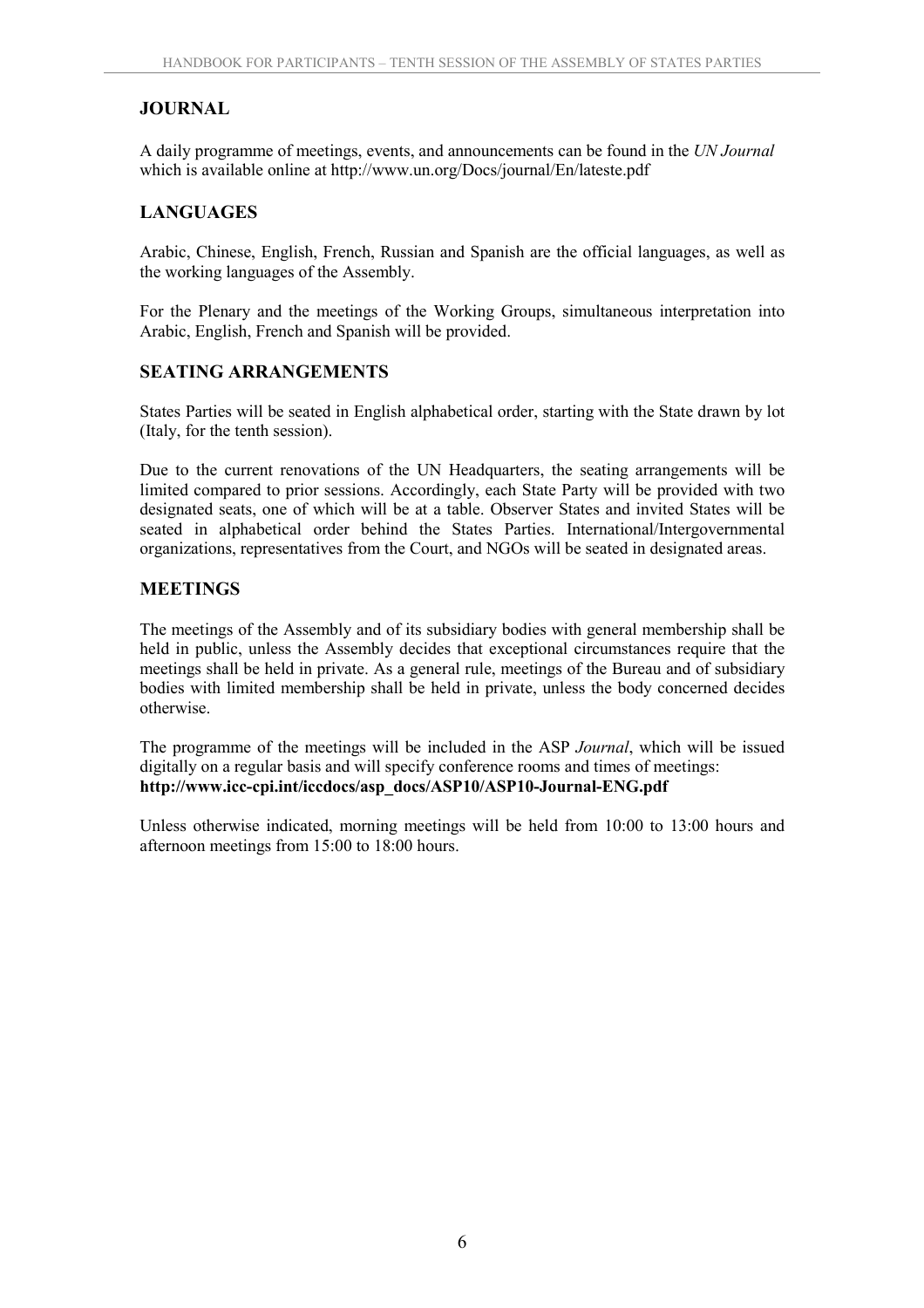## JOURNAL

A daily programme of meetings, events, and announcements can be found in the *UN Journal* which is available online at http://www.un.org/Docs/journal/En/lateste.pdf

## LANGUAGES

Arabic, Chinese, English, French, Russian and Spanish are the official languages, as well as the working languages of the Assembly.

For the Plenary and the meetings of the Working Groups, simultaneous interpretation into Arabic, English, French and Spanish will be provided.

## SEATING ARRANGEMENTS

States Parties will be seated in English alphabetical order, starting with the State drawn by lot (Italy, for the tenth session).

Due to the current renovations of the UN Headquarters, the seating arrangements will be limited compared to prior sessions. Accordingly, each State Party will be provided with two designated seats, one of which will be at a table. Observer States and invited States will be seated in alphabetical order behind the States Parties. International/Intergovernmental organizations, representatives from the Court, and NGOs will be seated in designated areas.

## MEETINGS

The meetings of the Assembly and of its subsidiary bodies with general membership shall be held in public, unless the Assembly decides that exceptional circumstances require that the meetings shall be held in private. As a general rule, meetings of the Bureau and of subsidiary bodies with limited membership shall be held in private, unless the body concerned decides otherwise.

The programme of the meetings will be included in the ASP *Journal*, which will be issued digitally on a regular basis and will specify conference rooms and times of meetings: **http://www.icc-cpi.int/iccdocs/asp_docs/ASP10/ASP10-Journal-ENG.pdf**

Unless otherwise indicated, morning meetings will be held from 10:00 to 13:00 hours and afternoon meetings from 15:00 to 18:00 hours.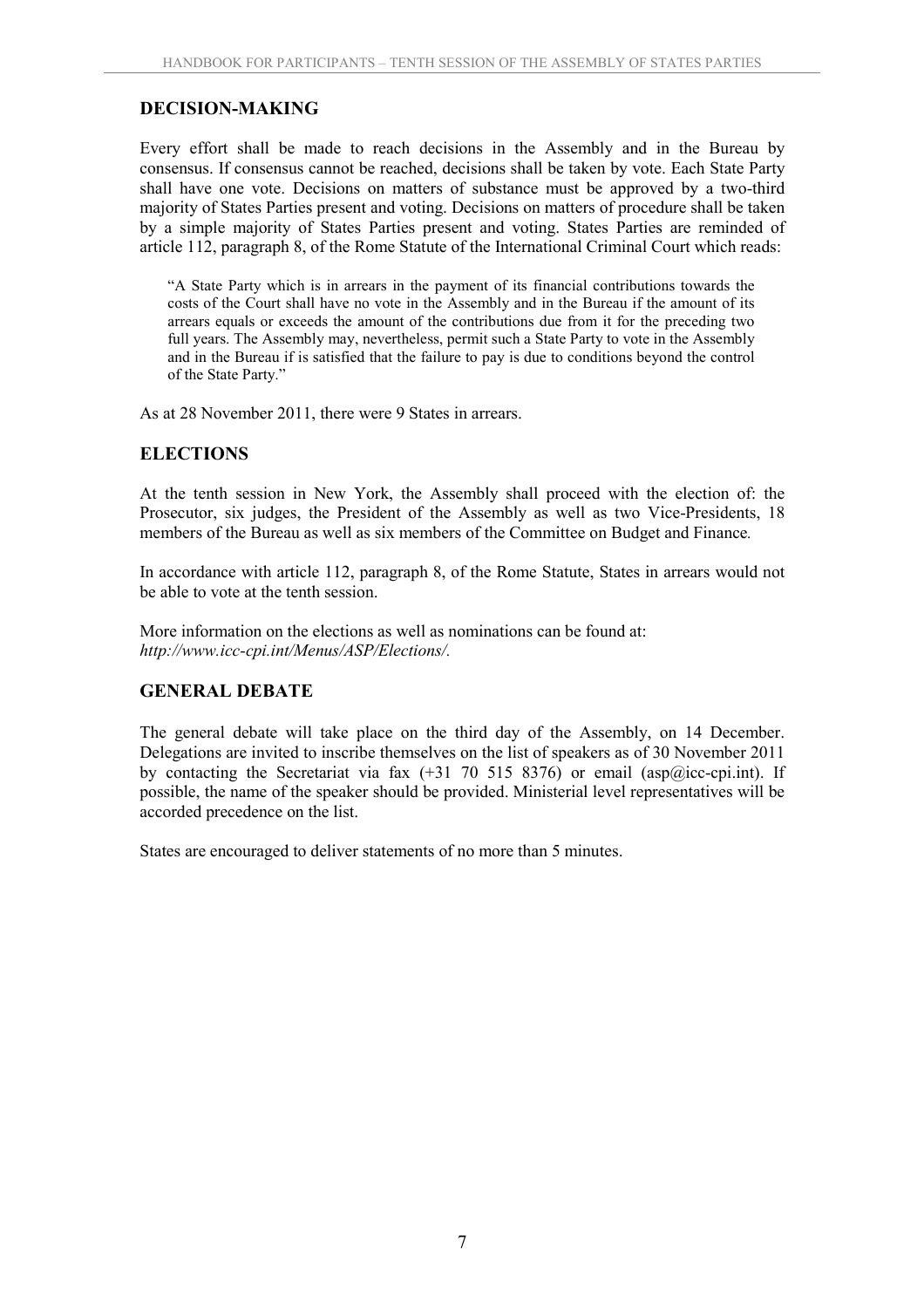## DECISION-MAKING

Every effort shall be made to reach decisions in the Assembly and in the Bureau by consensus. If consensus cannot be reached, decisions shall be taken by vote. Each State Party shall have one vote. Decisions on matters of substance must be approved by a two-third majority of States Parties present and voting. Decisions on matters of procedure shall be taken by a simple majority of States Parties present and voting. States Parties are reminded of article 112, paragraph 8, of the Rome Statute of the International Criminal Court which reads:

> "A State Party which is in arrears in the payment of its financial contributions towards the costs of the Court shall have no vote in the Assembly and in the Bureau if the amount of its arrears equals or exceeds the amount of the contributions due from it for the preceding two full years. The Assembly may, nevertheless, permit such a State Party to vote in the Assembly and in the Bureau if is satisfied that the failure to pay is due to conditions beyond the control of the State Party."

As at 28 November 2011, there were 9 States in arrears.

## ELECTIONS

At the tenth session in New York, the Assembly shall proceed with the election of: the Prosecutor, six judges, the President of the Assembly as well as two Vice-Presidents, 18 members of the Bureau as well as six members of the Committee on Budget and Finance*.*

In accordance with article 112, paragraph 8, of the Rome Statute, States in arrears would not be able to vote at the tenth session.

More information on the elections as well as nominations can be found at: *http://www.icc-cpi.int/Menus/ASP/Elections/.*

## GENERAL DEBATE

The general debate will take place on the third day of the Assembly, on 14 December. Delegations are invited to inscribe themselves on the list of speakers as of 30 November 2011 by contacting the Secretariat via fax (+31 70 515 8376) or email (asp@icc-cpi.int). If possible, the name of the speaker should be provided. Ministerial level representatives will be accorded precedence on the list.

States are encouraged to deliver statements of no more than 5 minutes.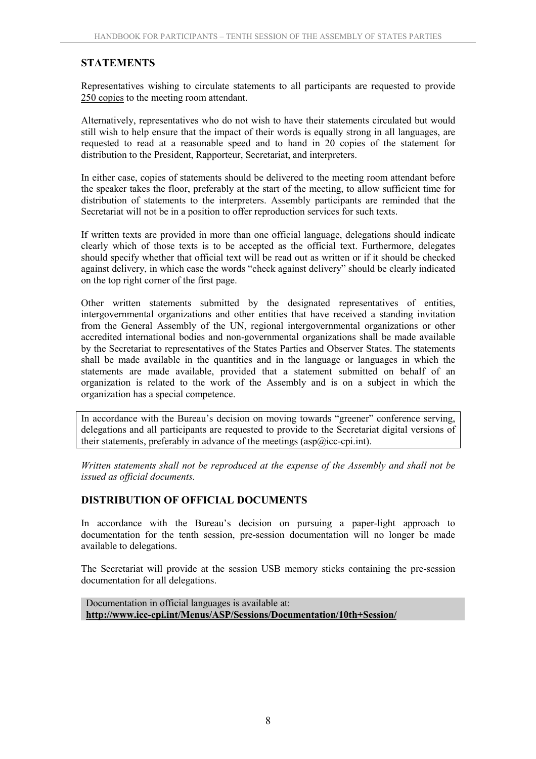## STATEMENTS

Representatives wishing to circulate statements to all participants are requested to provide 250 copies to the meeting room attendant.

Alternatively, representatives who do not wish to have their statements circulated but would still wish to help ensure that the impact of their words is equally strong in all languages, are requested to read at a reasonable speed and to hand in 20 copies of the statement for distribution to the President, Rapporteur, Secretariat, and interpreters.

In either case, copies of statements should be delivered to the meeting room attendant before the speaker takes the floor, preferably at the start of the meeting, to allow sufficient time for distribution of statements to the interpreters. Assembly participants are reminded that the Secretariat will not be in a position to offer reproduction services for such texts.

If written texts are provided in more than one official language, delegations should indicate clearly which of those texts is to be accepted as the official text. Furthermore, delegates should specify whether that official text will be read out as written or if it should be checked against delivery, in which case the words "check against delivery" should be clearly indicated on the top right corner of the first page.

Other written statements submitted by the designated representatives of entities, intergovernmental organizations and other entities that have received a standing invitation from the General Assembly of the UN, regional intergovernmental organizations or other accredited international bodies and non-governmental organizations shall be made available by the Secretariat to representatives of the States Parties and Observer States. The statements shall be made available in the quantities and in the language or languages in which the statements are made available, provided that a statement submitted on behalf of an organization is related to the work of the Assembly and is on a subject in which the organization has a special competence.

In accordance with the Bureau's decision on moving towards "greener" conference serving, delegations and all participants are requested to provide to the Secretariat digital versions of their statements, preferably in advance of the meetings (asp@icc-cpi.int).

*Written statements shall not be reproduced at the expense of the Assembly and shall not be issued as official documents.*

## DISTRIBUTION OF OFFICIAL DOCUMENTS

In accordance with the Bureau's decision on pursuing a paper-light approach to documentation for the tenth session, pre-session documentation will no longer be made available to delegations.

The Secretariat will provide at the session USB memory sticks containing the pre-session documentation for all delegations.

Documentation in official languages is available at:
**http://www.icc-cpi.int/Menus/ASP/Sessions/Documentation/10th+Session/**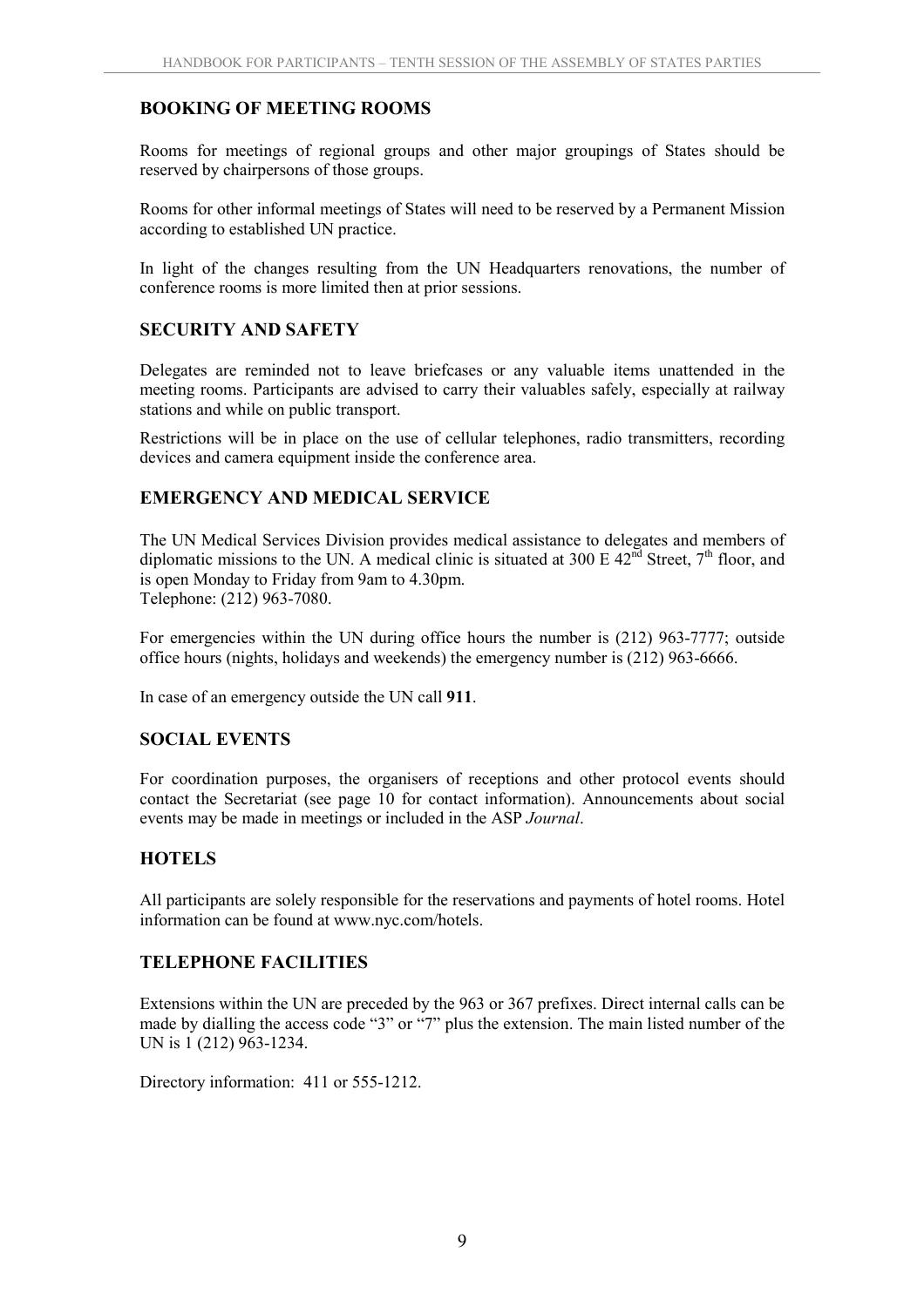## BOOKING OF MEETING ROOMS

Rooms for meetings of regional groups and other major groupings of States should be reserved by chairpersons of those groups.

Rooms for other informal meetings of States will need to be reserved by a Permanent Mission according to established UN practice.

In light of the changes resulting from the UN Headquarters renovations, the number of conference rooms is more limited then at prior sessions.

## SECURITY AND SAFETY

Delegates are reminded not to leave briefcases or any valuable items unattended in the meeting rooms. Participants are advised to carry their valuables safely, especially at railway stations and while on public transport.

Restrictions will be in place on the use of cellular telephones, radio transmitters, recording devices and camera equipment inside the conference area.

## EMERGENCY AND MEDICAL SERVICE

The UN Medical Services Division provides medical assistance to delegates and members of diplomatic missions to the UN. A medical clinic is situated at 300 E 42nd Street, 7th floor, and is open Monday to Friday from 9am to 4.30pm.
Telephone: (212) 963-7080.

For emergencies within the UN during office hours the number is (212) 963-7777; outside office hours (nights, holidays and weekends) the emergency number is (212) 963-6666.

In case of an emergency outside the UN call **911**.

## SOCIAL EVENTS

For coordination purposes, the organisers of receptions and other protocol events should contact the Secretariat (see page 10 for contact information). Announcements about social events may be made in meetings or included in the ASP *Journal*.

## HOTELS

All participants are solely responsible for the reservations and payments of hotel rooms. Hotel information can be found at www.nyc.com/hotels.

## TELEPHONE FACILITIES

Extensions within the UN are preceded by the 963 or 367 prefixes. Direct internal calls can be made by dialling the access code "3" or "7" plus the extension. The main listed number of the UN is 1 (212) 963-1234.

Directory information: 411 or 555-1212.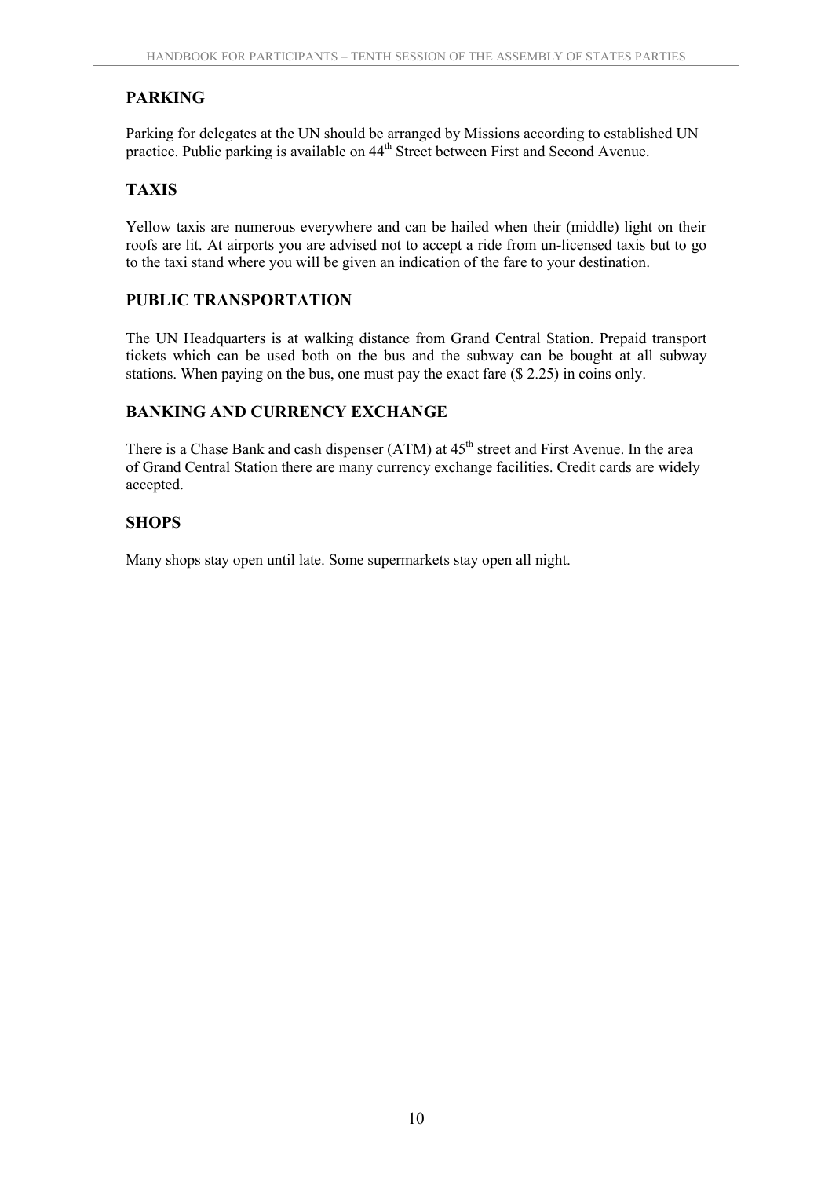## PARKING

Parking for delegates at the UN should be arranged by Missions according to established UN practice. Public parking is available on 44th Street between First and Second Avenue.

## TAXIS

Yellow taxis are numerous everywhere and can be hailed when their (middle) light on their roofs are lit. At airports you are advised not to accept a ride from un-licensed taxis but to go to the taxi stand where you will be given an indication of the fare to your destination.

## PUBLIC TRANSPORTATION

The UN Headquarters is at walking distance from Grand Central Station. Prepaid transport tickets which can be used both on the bus and the subway can be bought at all subway stations. When paying on the bus, one must pay the exact fare ($ 2.25) in coins only.

## BANKING AND CURRENCY EXCHANGE

There is a Chase Bank and cash dispenser (ATM) at 45th street and First Avenue. In the area of Grand Central Station there are many currency exchange facilities. Credit cards are widely accepted.

## SHOPS

Many shops stay open until late. Some supermarkets stay open all night.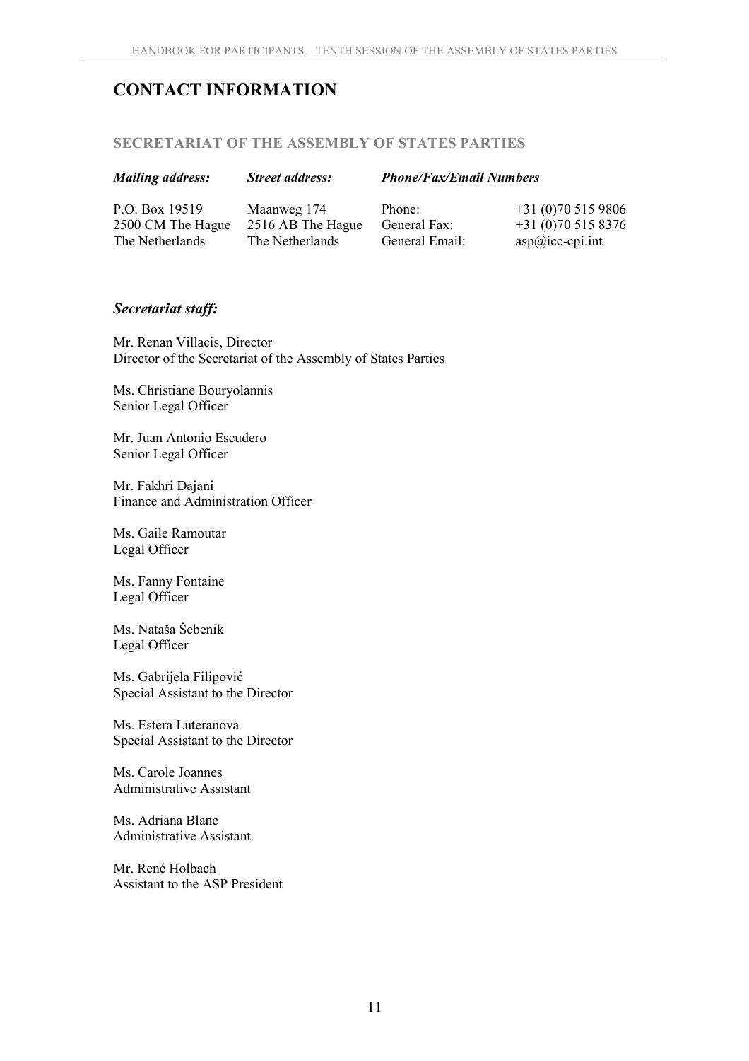# CONTACT INFORMATION

## SECRETARIAT OF THE ASSEMBLY OF STATES PARTIES

| *Mailing address:* | *Street address:* | *Phone/Fax/Email Numbers* | |
|---|---|---|---|
| P.O. Box 19519 | Maanweg 174 | Phone: | +31 (0)70 515 9806 |
| 2500 CM The Hague | 2516 AB The Hague | General Fax: | +31 (0)70 515 8376 |
| The Netherlands | The Netherlands | General Email: | asp@icc-cpi.int |

### *Secretariat staff:*

Mr. Renan Villacis, Director
Director of the Secretariat of the Assembly of States Parties

Ms. Christiane Bouryolannis
Senior Legal Officer

Mr. Juan Antonio Escudero
Senior Legal Officer

Mr. Fakhri Dajani
Finance and Administration Officer

Ms. Gaile Ramoutar
Legal Officer

Ms. Fanny Fontaine
Legal Officer

Ms. Nataša Šebenik
Legal Officer

Ms. Gabrijela Filipović
Special Assistant to the Director

Ms. Estera Luteranova
Special Assistant to the Director

Ms. Carole Joannes
Administrative Assistant

Ms. Adriana Blanc
Administrative Assistant

Mr. René Holbach
Assistant to the ASP President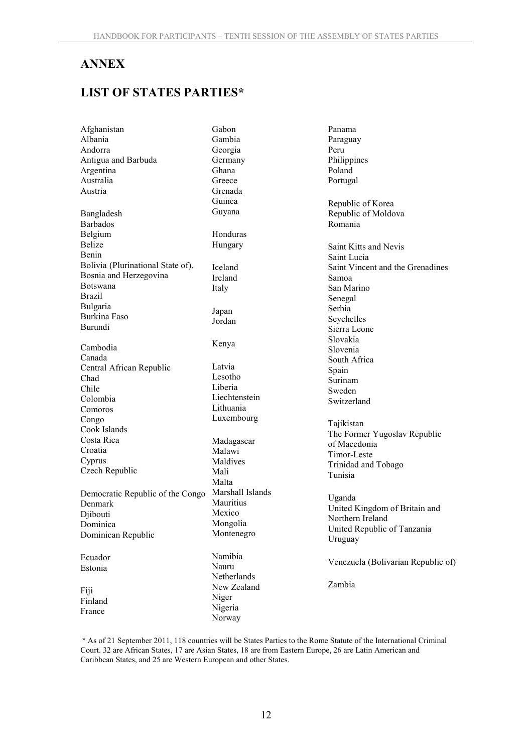## ANNEX

## LIST OF STATES PARTIES*

Afghanistan
Albania
Andorra
Antigua and Barbuda
Argentina
Australia
Austria

Bangladesh
Barbados
Belgium
Belize
Benin
Bolivia (Plurinational State of).
Bosnia and Herzegovina
Botswana
Brazil
Bulgaria
Burkina Faso
Burundi

Cambodia
Canada
Central African Republic
Chad
Chile
Colombia
Comoros
Congo
Cook Islands
Costa Rica
Croatia
Cyprus
Czech Republic

Democratic Republic of the Congo
Denmark
Djibouti
Dominica
Dominican Republic

Ecuador
Estonia

Fiji
Finland
France

Gabon
Gambia
Georgia
Germany
Ghana
Greece
Grenada
Guinea
Guyana

Honduras
Hungary

Iceland
Ireland
Italy

Japan
Jordan

Kenya

Latvia
Lesotho
Liberia
Liechtenstein
Lithuania
Luxembourg

Madagascar
Malawi
Maldives
Mali
Malta
Marshall Islands
Mauritius
Mexico
Mongolia
Montenegro

Namibia
Nauru
Netherlands
New Zealand
Niger
Nigeria
Norway

Panama
Paraguay
Peru
Philippines
Poland
Portugal

Republic of Korea
Republic of Moldova
Romania

Saint Kitts and Nevis
Saint Lucia
Saint Vincent and the Grenadines
Samoa
San Marino
Senegal
Serbia
Seychelles
Sierra Leone
Slovakia
Slovenia
South Africa
Spain
Surinam
Sweden
Switzerland

Tajikistan
The Former Yugoslav Republic of Macedonia
Timor-Leste
Trinidad and Tobago
Tunisia

Uganda
United Kingdom of Britain and Northern Ireland
United Republic of Tanzania
Uruguay

Venezuela (Bolivarian Republic of)

Zambia

* As of 21 September 2011, 118 countries will be States Parties to the Rome Statute of the International Criminal Court. 32 are African States, 17 are Asian States, 18 are from Eastern Europe, 26 are Latin American and Caribbean States, and 25 are Western European and other States.